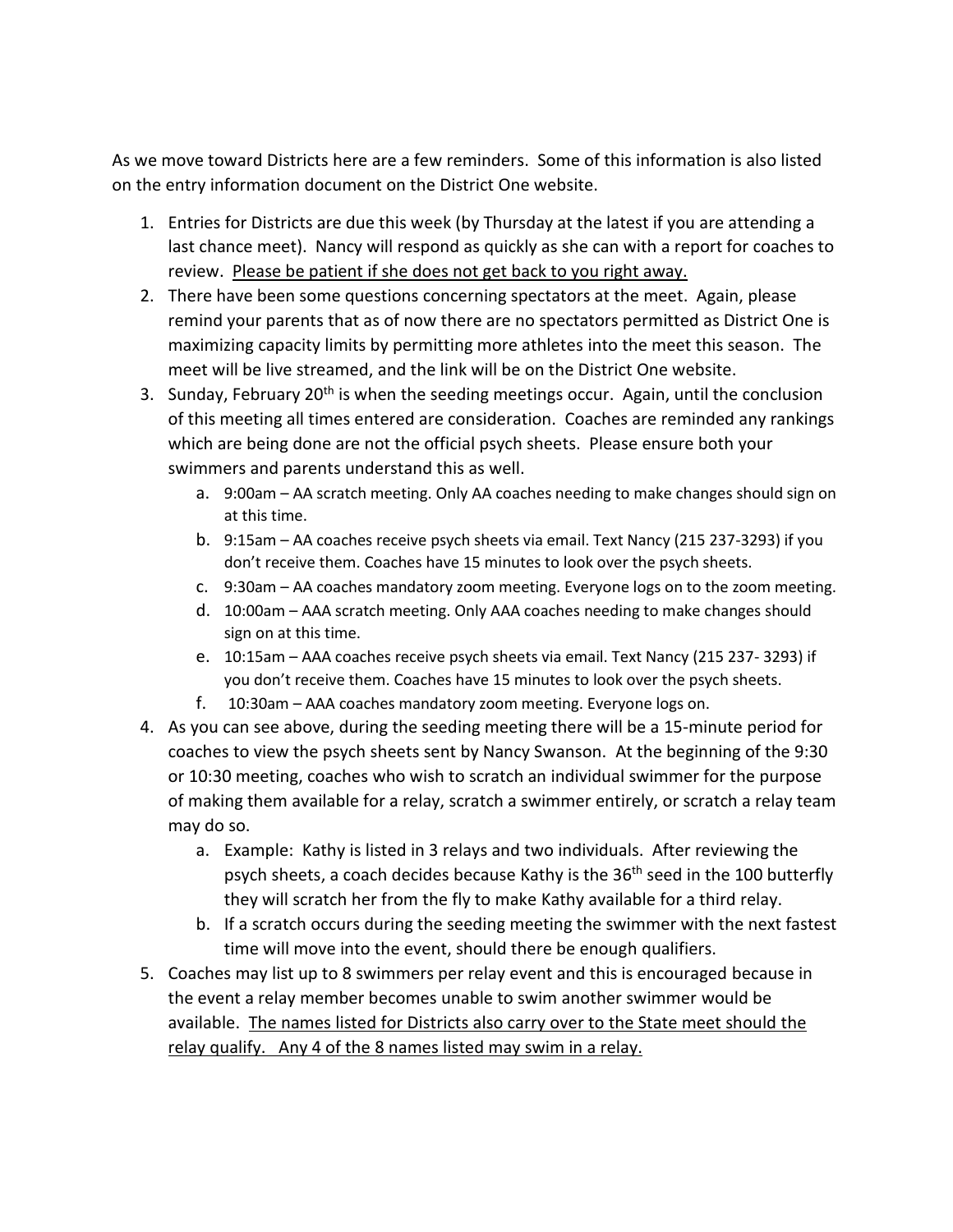As we move toward Districts here are a few reminders. Some of this information is also listed on the entry information document on the District One website.

1. Entries for Districts are due this week (by Thursday at the latest if you are attending a last chance meet). Nancy will respond as quickly as she can with a report for coaches to review. <u>Please be patient if she does not get back to you right away.</u>
2. There have been some questions concerning spectators at the meet. Again, please remind your parents that as of now there are no spectators permitted as District One is maximizing capacity limits by permitting more athletes into the meet this season. The meet will be live streamed, and the link will be on the District One website.
3. Sunday, February 20th is when the seeding meetings occur. Again, until the conclusion of this meeting all times entered are consideration. Coaches are reminded any rankings which are being done are not the official psych sheets. Please ensure both your swimmers and parents understand this as well.
   a. 9:00am – AA scratch meeting. Only AA coaches needing to make changes should sign on at this time.
   b. 9:15am – AA coaches receive psych sheets via email. Text Nancy (215 237-3293) if you don't receive them. Coaches have 15 minutes to look over the psych sheets.
   c. 9:30am – AA coaches mandatory zoom meeting. Everyone logs on to the zoom meeting.
   d. 10:00am – AAA scratch meeting. Only AAA coaches needing to make changes should sign on at this time.
   e. 10:15am – AAA coaches receive psych sheets via email. Text Nancy (215 237- 3293) if you don't receive them. Coaches have 15 minutes to look over the psych sheets.
   f. 10:30am – AAA coaches mandatory zoom meeting. Everyone logs on.
4. As you can see above, during the seeding meeting there will be a 15-minute period for coaches to view the psych sheets sent by Nancy Swanson. At the beginning of the 9:30 or 10:30 meeting, coaches who wish to scratch an individual swimmer for the purpose of making them available for a relay, scratch a swimmer entirely, or scratch a relay team may do so.
   a. Example: Kathy is listed in 3 relays and two individuals. After reviewing the psych sheets, a coach decides because Kathy is the 36th seed in the 100 butterfly they will scratch her from the fly to make Kathy available for a third relay.
   b. If a scratch occurs during the seeding meeting the swimmer with the next fastest time will move into the event, should there be enough qualifiers.
5. Coaches may list up to 8 swimmers per relay event and this is encouraged because in the event a relay member becomes unable to swim another swimmer would be available. <u>The names listed for Districts also carry over to the State meet should the relay qualify. Any 4 of the 8 names listed may swim in a relay.</u>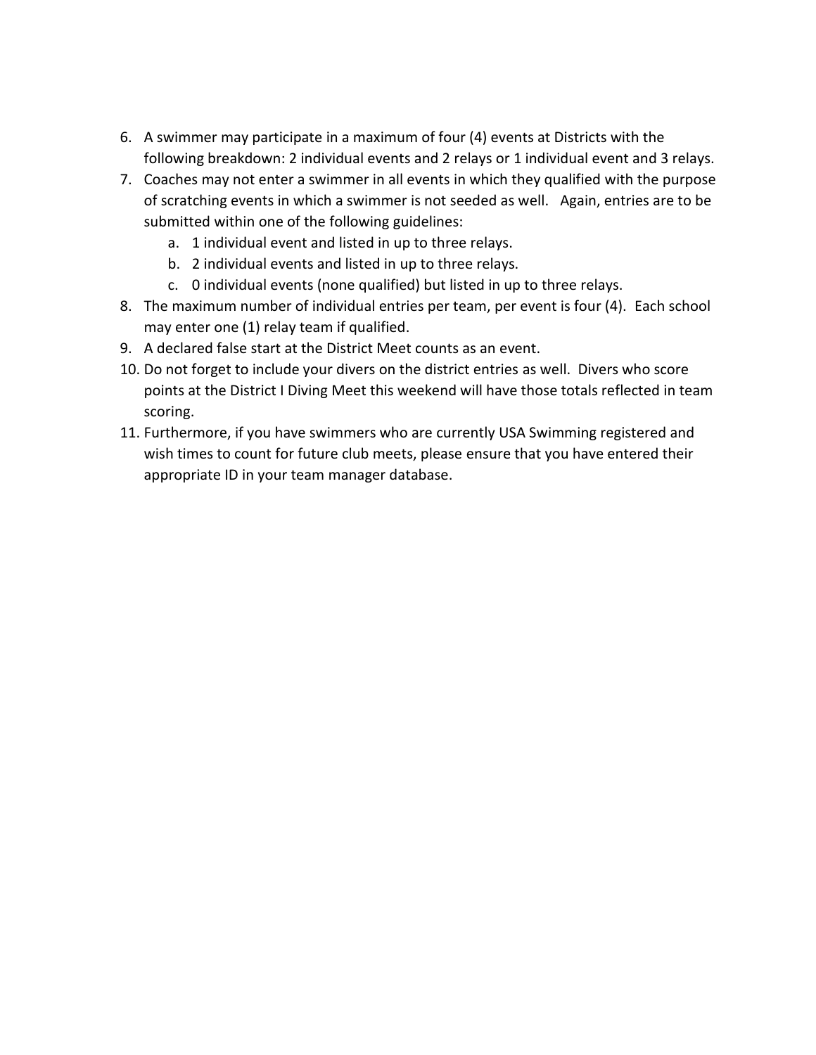6. A swimmer may participate in a maximum of four (4) events at Districts with the following breakdown: 2 individual events and 2 relays or 1 individual event and 3 relays.
7. Coaches may not enter a swimmer in all events in which they qualified with the purpose of scratching events in which a swimmer is not seeded as well. Again, entries are to be submitted within one of the following guidelines:
   a. 1 individual event and listed in up to three relays.
   b. 2 individual events and listed in up to three relays.
   c. 0 individual events (none qualified) but listed in up to three relays.
8. The maximum number of individual entries per team, per event is four (4). Each school may enter one (1) relay team if qualified.
9. A declared false start at the District Meet counts as an event.
10. Do not forget to include your divers on the district entries as well. Divers who score points at the District I Diving Meet this weekend will have those totals reflected in team scoring.
11. Furthermore, if you have swimmers who are currently USA Swimming registered and wish times to count for future club meets, please ensure that you have entered their appropriate ID in your team manager database.